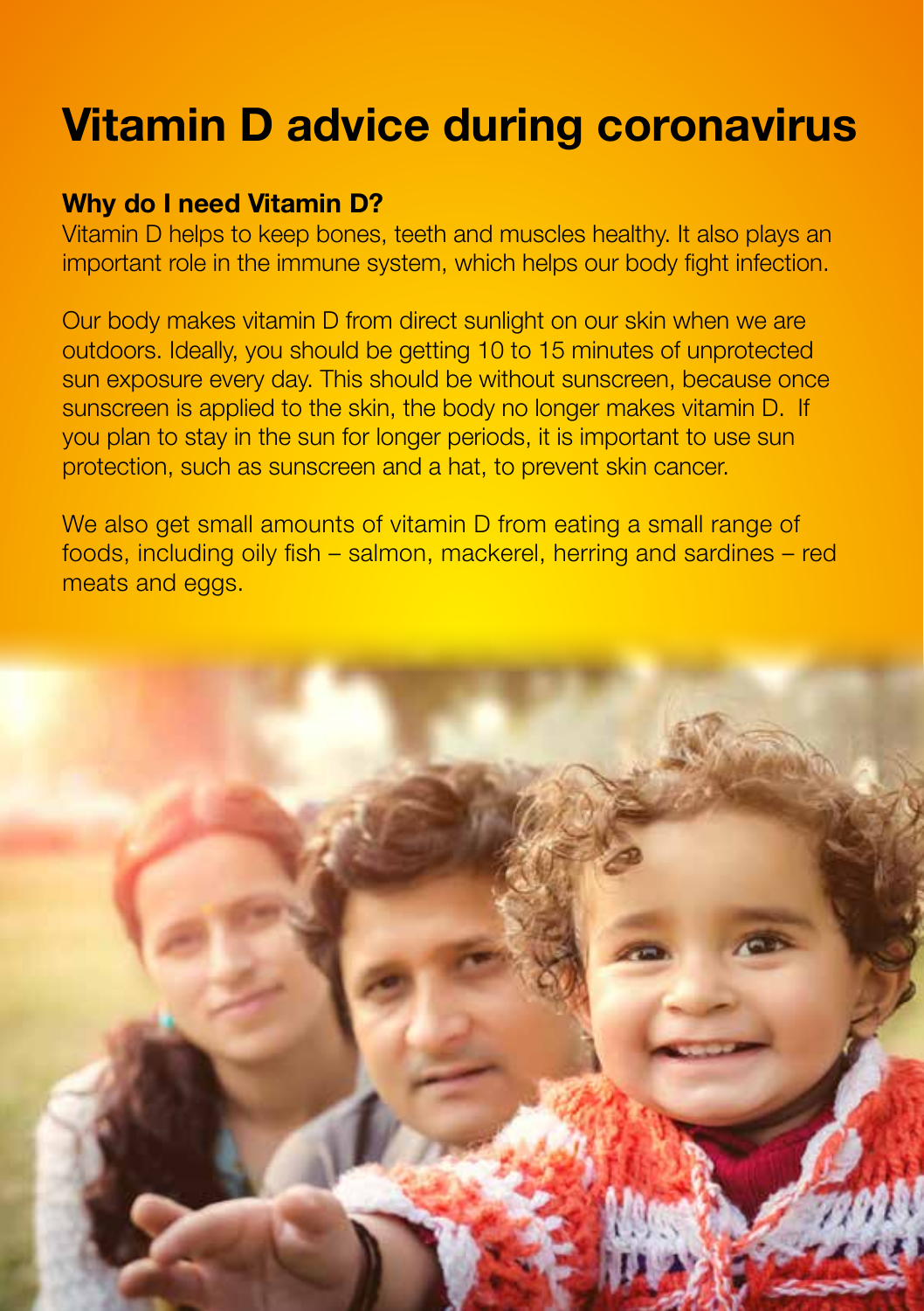# Vitamin D advice during coronavirus

### Why do I need Vitamin D?

Vitamin D helps to keep bones, teeth and muscles healthy. It also plays an important role in the immune system, which helps our body fight infection.

Our body makes vitamin D from direct sunlight on our skin when we are outdoors. Ideally, you should be getting 10 to 15 minutes of unprotected sun exposure every day. This should be without sunscreen, because once sunscreen is applied to the skin, the body no longer makes vitamin D. If you plan to stay in the sun for longer periods, it is important to use sun protection, such as sunscreen and a hat, to prevent skin cancer.

We also get small amounts of vitamin D from eating a small range of foods, including oily fish – salmon, mackerel, herring and sardines – red meats and eggs.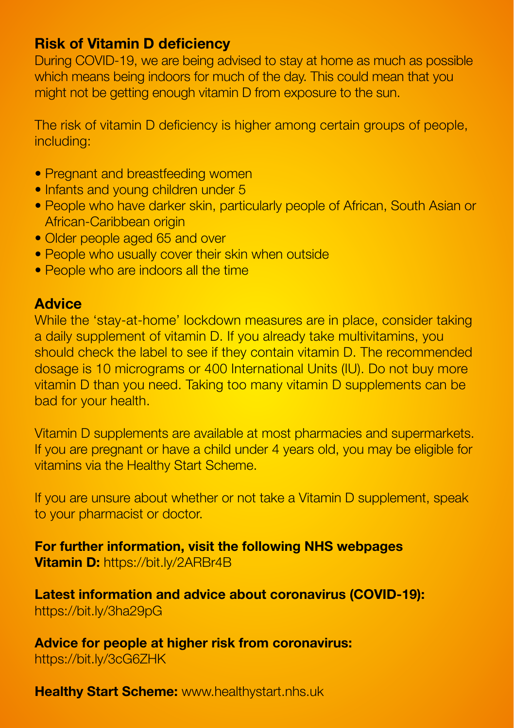## Risk of Vitamin D deficiency

During COVID-19, we are being advised to stay at home as much as possible which means being indoors for much of the day. This could mean that you might not be getting enough vitamin D from exposure to the sun.

The risk of vitamin D deficiency is higher among certain groups of people, including:

- Pregnant and breastfeeding women
- Infants and young children under 5
- People who have darker skin, particularly people of African, South Asian or African-Caribbean origin
- Older people aged 65 and over
- People who usually cover their skin when outside
- People who are indoors all the time

## Advice

While the 'stay-at-home' lockdown measures are in place, consider taking a daily supplement of vitamin D. If you already take multivitamins, you should check the label to see if they contain vitamin D. The recommended dosage is 10 micrograms or 400 International Units (IU). Do not buy more vitamin D than you need. Taking too many vitamin D supplements can be bad for your health.

Vitamin D supplements are available at most pharmacies and supermarkets. If you are pregnant or have a child under 4 years old, you may be eligible for vitamins via the Healthy Start Scheme.

If you are unsure about whether or not take a Vitamin D supplement, speak to your pharmacist or doctor.

**For further information, visit the following NHS webpages**
**Vitamin D:** https://bit.ly/2ARBr4B

**Latest information and advice about coronavirus (COVID-19):**
https://bit.ly/3ha29pG

**Advice for people at higher risk from coronavirus:**
https://bit.ly/3cG6ZHK

**Healthy Start Scheme:** www.healthystart.nhs.uk